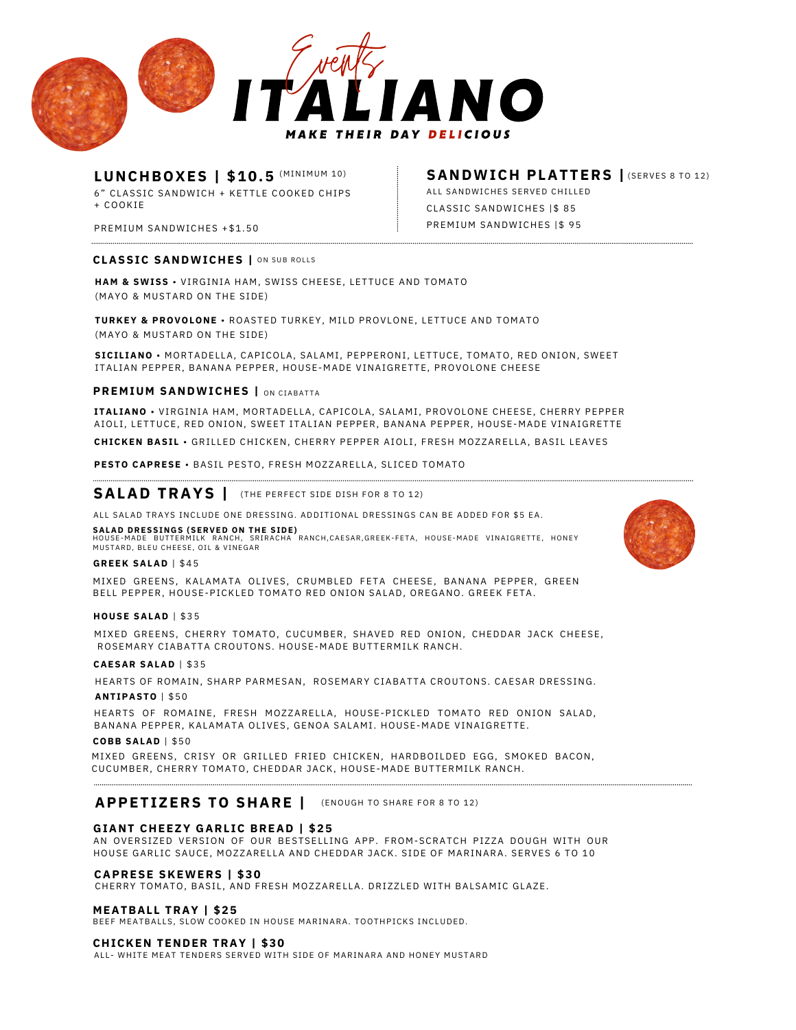# Events ITALIANO

*MAKE THEIR DAY DELICIOUS*

## LUNCHBOXES | $10.5 (MINIMUM 10)

6" CLASSIC SANDWICH + KETTLE COOKED CHIPS + COOKIE

PREMIUM SANDWICHES +$1.50

## SANDWICH PLATTERS | (SERVES 8 TO 12)

ALL SANDWICHES SERVED CHILLED

CLASSIC SANDWICHES |$ 85

PREMIUM SANDWICHES |$ 95

### CLASSIC SANDWICHES | ON SUB ROLLS

**HAM & SWISS** • VIRGINIA HAM, SWISS CHEESE, LETTUCE AND TOMATO (MAYO & MUSTARD ON THE SIDE)

**TURKEY & PROVOLONE** • ROASTED TURKEY, MILD PROVLONE, LETTUCE AND TOMATO (MAYO & MUSTARD ON THE SIDE)

**SICILIANO** • MORTADELLA, CAPICOLA, SALAMI, PEPPERONI, LETTUCE, TOMATO, RED ONION, SWEET ITALIAN PEPPER, BANANA PEPPER, HOUSE-MADE VINAIGRETTE, PROVOLONE CHEESE

### PREMIUM SANDWICHES | ON CIABATTA

**ITALIANO** • VIRGINIA HAM, MORTADELLA, CAPICOLA, SALAMI, PROVOLONE CHEESE, CHERRY PEPPER AIOLI, LETTUCE, RED ONION, SWEET ITALIAN PEPPER, BANANA PEPPER, HOUSE-MADE VINAIGRETTE

**CHICKEN BASIL** • GRILLED CHICKEN, CHERRY PEPPER AIOLI, FRESH MOZZARELLA, BASIL LEAVES

**PESTO CAPRESE** • BASIL PESTO, FRESH MOZZARELLA, SLICED TOMATO

## SALAD TRAYS | (THE PERFECT SIDE DISH FOR 8 TO 12)

ALL SALAD TRAYS INCLUDE ONE DRESSING. ADDITIONAL DRESSINGS CAN BE ADDED FOR $5 EA.

**SALAD DRESSINGS (SERVED ON THE SIDE)**
HOUSE-MADE BUTTERMILK RANCH, SRIRACHA RANCH,CAESAR,GREEK-FETA, HOUSE-MADE VINAIGRETTE, HONEY MUSTARD, BLEU CHEESE, OIL & VINEGAR

**GREEK SALAD** | $45

MIXED GREENS, KALAMATA OLIVES, CRUMBLED FETA CHEESE, BANANA PEPPER, GREEN BELL PEPPER, HOUSE-PICKLED TOMATO RED ONION SALAD, OREGANO. GREEK FETA.

**HOUSE SALAD** | $35

MIXED GREENS, CHERRY TOMATO, CUCUMBER, SHAVED RED ONION, CHEDDAR JACK CHEESE, ROSEMARY CIABATTA CROUTONS. HOUSE-MADE BUTTERMILK RANCH.

**CAESAR SALAD** | $35

HEARTS OF ROMAIN, SHARP PARMESAN, ROSEMARY CIABATTA CROUTONS. CAESAR DRESSING.

**ANTIPASTO** | $50

HEARTS OF ROMAINE, FRESH MOZZARELLA, HOUSE-PICKLED TOMATO RED ONION SALAD, BANANA PEPPER, KALAMATA OLIVES, GENOA SALAMI. HOUSE-MADE VINAIGRETTE.

**COBB SALAD** | $50

MIXED GREENS, CRISY OR GRILLED FRIED CHICKEN, HARDBOILDED EGG, SMOKED BACON, CUCUMBER, CHERRY TOMATO, CHEDDAR JACK, HOUSE-MADE BUTTERMILK RANCH.

## APPETIZERS TO SHARE | (ENOUGH TO SHARE FOR 8 TO 12)

**GIANT CHEEZY GARLIC BREAD | $25**
AN OVERSIZED VERSION OF OUR BESTSELLING APP. FROM-SCRATCH PIZZA DOUGH WITH OUR HOUSE GARLIC SAUCE, MOZZARELLA AND CHEDDAR JACK. SIDE OF MARINARA. SERVES 6 TO 10

**CAPRESE SKEWERS | $30**
CHERRY TOMATO, BASIL, AND FRESH MOZZARELLA. DRIZZLED WITH BALSAMIC GLAZE.

**MEATBALL TRAY | $25**
BEEF MEATBALLS, SLOW COOKED IN HOUSE MARINARA. TOOTHPICKS INCLUDED.

**CHICKEN TENDER TRAY | $30**
ALL- WHITE MEAT TENDERS SERVED WITH SIDE OF MARINARA AND HONEY MUSTARD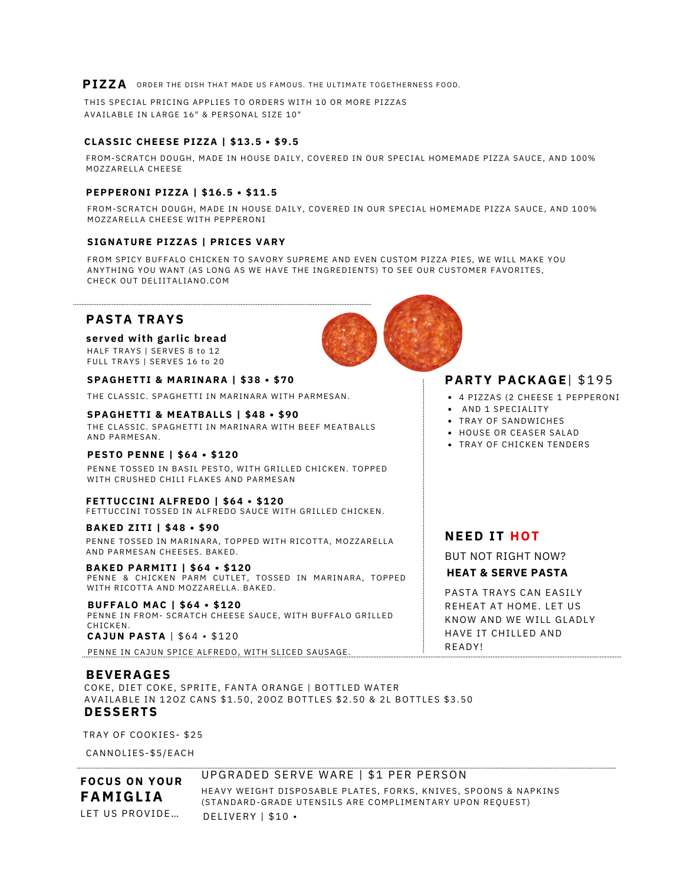## PIZZA

ORDER THE DISH THAT MADE US FAMOUS. THE ULTIMATE TOGETHERNESS FOOD.

THIS SPECIAL PRICING APPLIES TO ORDERS WITH 10 OR MORE PIZZAS
AVAILABLE IN LARGE 16" & PERSONAL SIZE 10"

**CLASSIC CHEESE PIZZA | $13.5 • $9.5**

FROM-SCRATCH DOUGH, MADE IN HOUSE DAILY, COVERED IN OUR SPECIAL HOMEMADE PIZZA SAUCE, AND 100% MOZZARELLA CHEESE

**PEPPERONI PIZZA | $16.5 • $11.5**

FROM-SCRATCH DOUGH, MADE IN HOUSE DAILY, COVERED IN OUR SPECIAL HOMEMADE PIZZA SAUCE, AND 100% MOZZARELLA CHEESE WITH PEPPERONI

**SIGNATURE PIZZAS | PRICES VARY**

FROM SPICY BUFFALO CHICKEN TO SAVORY SUPREME AND EVEN CUSTOM PIZZA PIES, WE WILL MAKE YOU ANYTHING YOU WANT (AS LONG AS WE HAVE THE INGREDIENTS) TO SEE OUR CUSTOMER FAVORITES, CHECK OUT DELIITALIANO.COM

## PASTA TRAYS

**served with garlic bread**

HALF TRAYS | SERVES 8 to 12
FULL TRAYS | SERVES 16 to 20

**SPAGHETTI & MARINARA | $38 • $70**

THE CLASSIC. SPAGHETTI IN MARINARA WITH PARMESAN.

**SPAGHETTI & MEATBALLS | $48 • $90**

THE CLASSIC. SPAGHETTI IN MARINARA WITH BEEF MEATBALLS AND PARMESAN.

**PESTO PENNE | $64 • $120**

PENNE TOSSED IN BASIL PESTO, WITH GRILLED CHICKEN. TOPPED WITH CRUSHED CHILI FLAKES AND PARMESAN

**FETTUCCINI ALFREDO | $64 • $120**

FETTUCCINI TOSSED IN ALFREDO SAUCE WITH GRILLED CHICKEN.

**BAKED ZITI | $48 • $90**

PENNE TOSSED IN MARINARA, TOPPED WITH RICOTTA, MOZZARELLA AND PARMESAN CHEESES. BAKED.

**BAKED PARMITI | $64 • $120**

PENNE & CHICKEN PARM CUTLET, TOSSED IN MARINARA, TOPPED WITH RICOTTA AND MOZZARELLA. BAKED.

**BUFFALO MAC | $64 • $120**

PENNE IN FROM- SCRATCH CHEESE SAUCE, WITH BUFFALO GRILLED CHICKEN.

**CAJUN PASTA** | $64 • $120

PENNE IN CAJUN SPICE ALFREDO, WITH SLICED SAUSAGE.

## PARTY PACKAGE| $195

- 4 PIZZAS (2 CHEESE 1 PEPPERONI
- AND 1 SPECIALITY
- TRAY OF SANDWICHES
- HOUSE OR CEASER SALAD
- TRAY OF CHICKEN TENDERS

## NEED IT HOT

BUT NOT RIGHT NOW?

**HEAT & SERVE PASTA**

PASTA TRAYS CAN EASILY REHEAT AT HOME. LET US KNOW AND WE WILL GLADLY HAVE IT CHILLED AND READY!

## BEVERAGES

COKE, DIET COKE, SPRITE, FANTA ORANGE | BOTTLED WATER
AVAILABLE IN 12OZ CANS $1.50, 20OZ BOTTLES $2.50 & 2L BOTTLES $3.50

## DESSERTS

TRAY OF COOKIES- $25

CANNOLIES-$5/EACH

**FOCUS ON YOUR**
**FAMIGLIA**

LET US PROVIDE...

UPGRADED SERVE WARE | $1 PER PERSON

HEAVY WEIGHT DISPOSABLE PLATES, FORKS, KNIVES, SPOONS & NAPKINS (STANDARD-GRADE UTENSILS ARE COMPLIMENTARY UPON REQUEST)

DELIVERY | $10 •